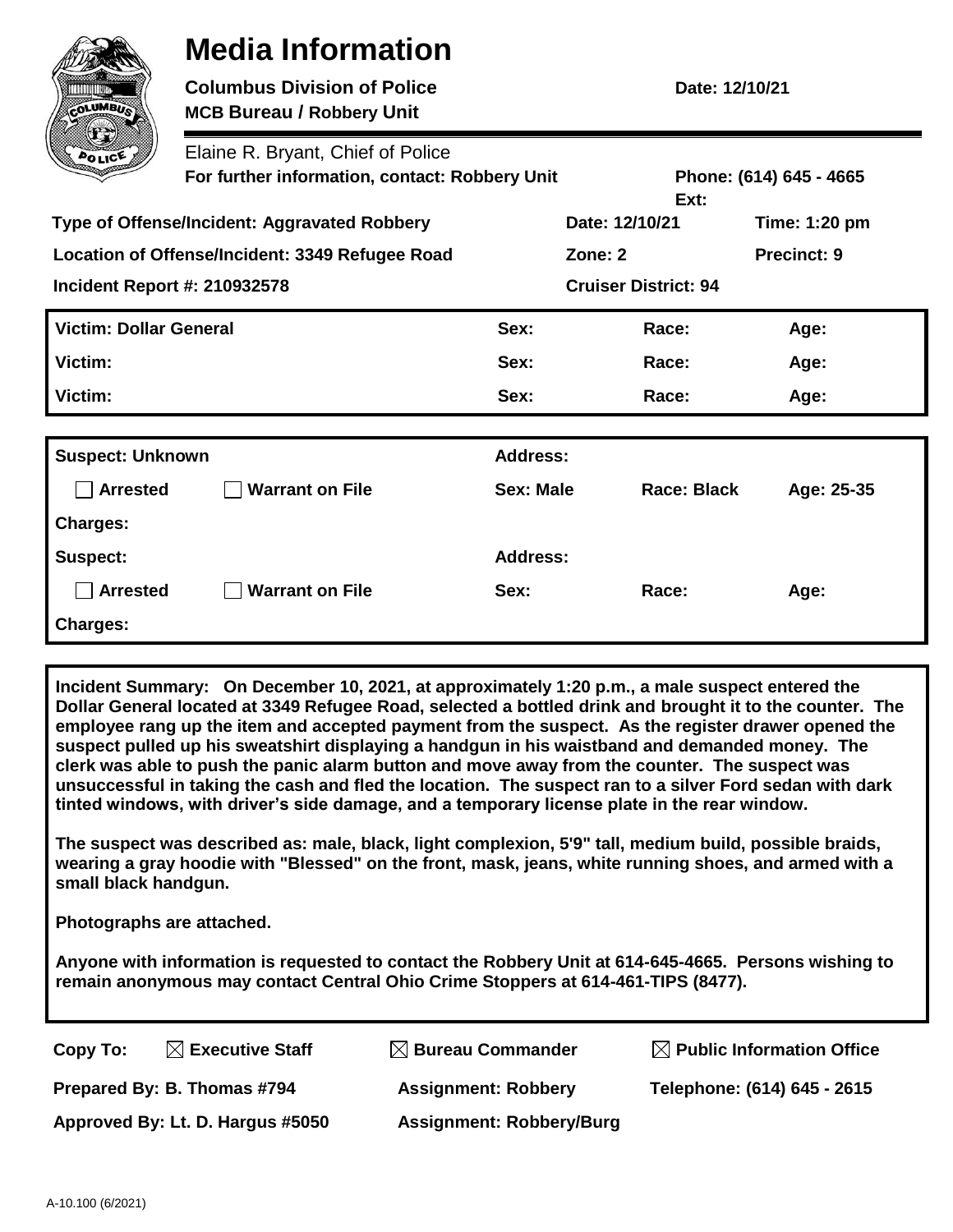# Media Information

**Columbus Division of Police** **Date: 12/10/21**
**MCB Bureau / Robbery Unit**

Elaine R. Bryant, Chief of Police
**For further information, contact: Robbery Unit** **Phone: (614) 645 - 4665**
**Ext:**

**Type of Offense/Incident: Aggravated Robbery** **Date: 12/10/21** **Time: 1:20 pm**

**Location of Offense/Incident: 3349 Refugee Road** **Zone: 2** **Precinct: 9**

**Incident Report #: 210932578** **Cruiser District: 94**

| Victim: Dollar General | Sex: | Race: | Age: |
|---|---|---|---|
| Victim: | Sex: | Race: | Age: |
| Victim: | Sex: | Race: | Age: |

| Suspect: Unknown | | Address: | | |
|---|---|---|---|---|
| ☐ Arrested | ☐ Warrant on File | Sex: Male | Race: Black | Age: 25-35 |
| Charges: | | | | |
| Suspect: | | Address: | | |
| ☐ Arrested | ☐ Warrant on File | Sex: | Race: | Age: |
| Charges: | | | | |

**Incident Summary: On December 10, 2021, at approximately 1:20 p.m., a male suspect entered the Dollar General located at 3349 Refugee Road, selected a bottled drink and brought it to the counter. The employee rang up the item and accepted payment from the suspect. As the register drawer opened the suspect pulled up his sweatshirt displaying a handgun in his waistband and demanded money. The clerk was able to push the panic alarm button and move away from the counter. The suspect was unsuccessful in taking the cash and fled the location. The suspect ran to a silver Ford sedan with dark tinted windows, with driver's side damage, and a temporary license plate in the rear window.**

**The suspect was described as: male, black, light complexion, 5'9" tall, medium build, possible braids, wearing a gray hoodie with "Blessed" on the front, mask, jeans, white running shoes, and armed with a small black handgun.**

**Photographs are attached.**

**Anyone with information is requested to contact the Robbery Unit at 614-645-4665. Persons wishing to remain anonymous may contact Central Ohio Crime Stoppers at 614-461-TIPS (8477).**

**Copy To:** ☒ **Executive Staff** ☒ **Bureau Commander** ☒ **Public Information Office**

**Prepared By: B. Thomas #794** **Assignment: Robbery** **Telephone: (614) 645 - 2615**

**Approved By: Lt. D. Hargus #5050** **Assignment: Robbery/Burg**

A-10.100 (6/2021)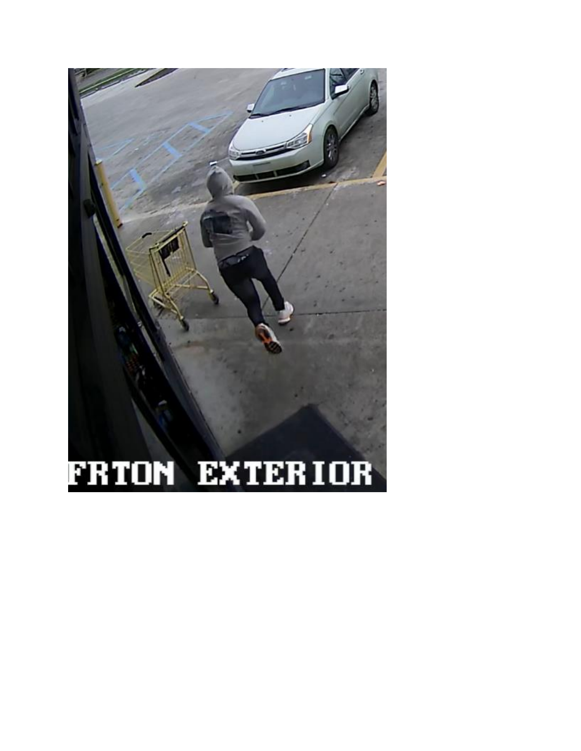FRTON EXTERIOR